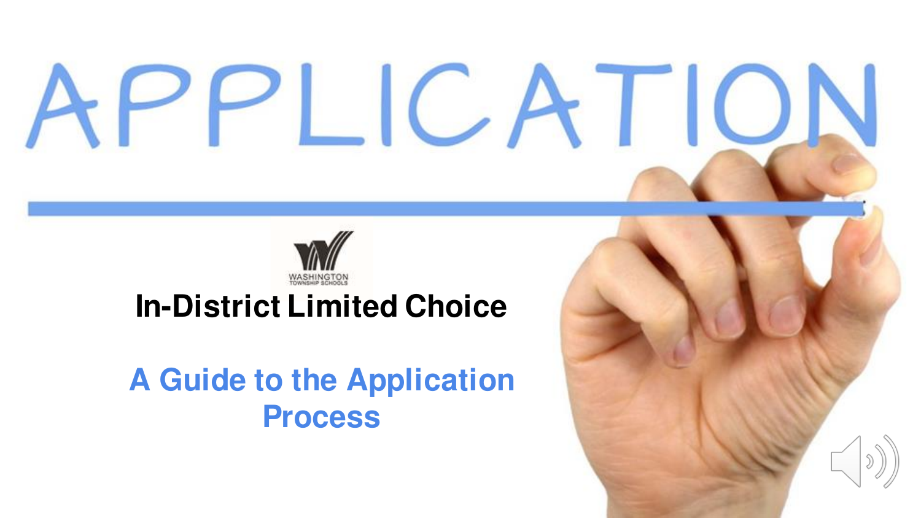# APPLICATION

WASHINGTON TOWNSHIP SCHOOLS

## In-District Limited Choice

## A Guide to the Application Process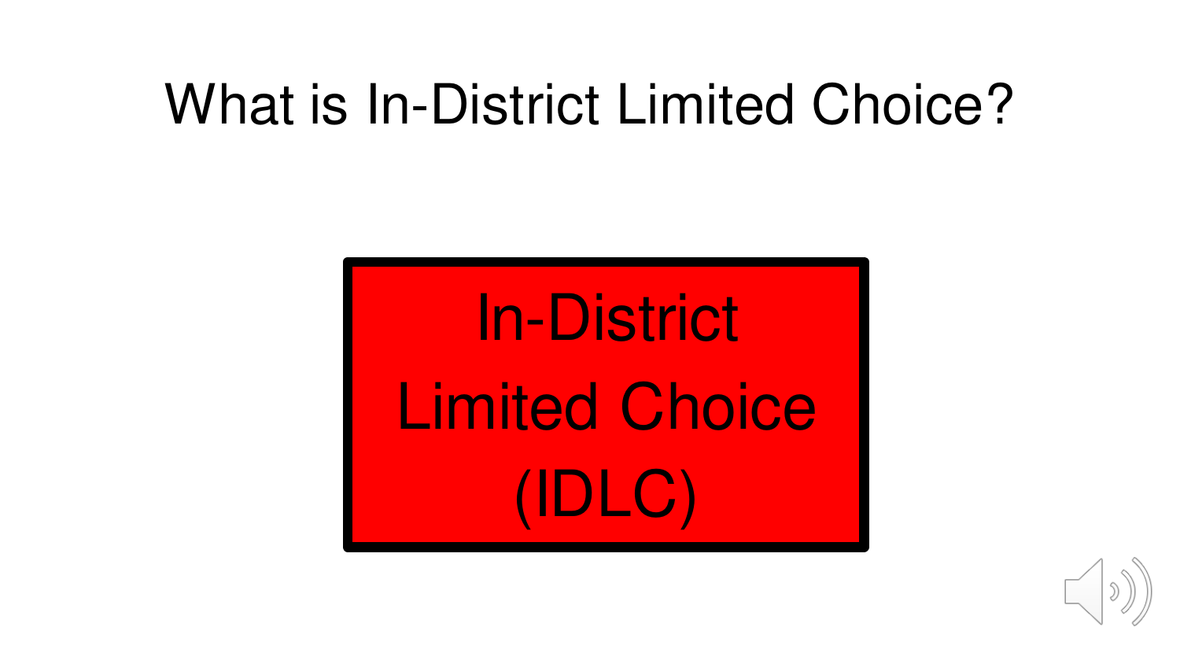# What is In-District Limited Choice?

In-District
Limited Choice
(IDLC)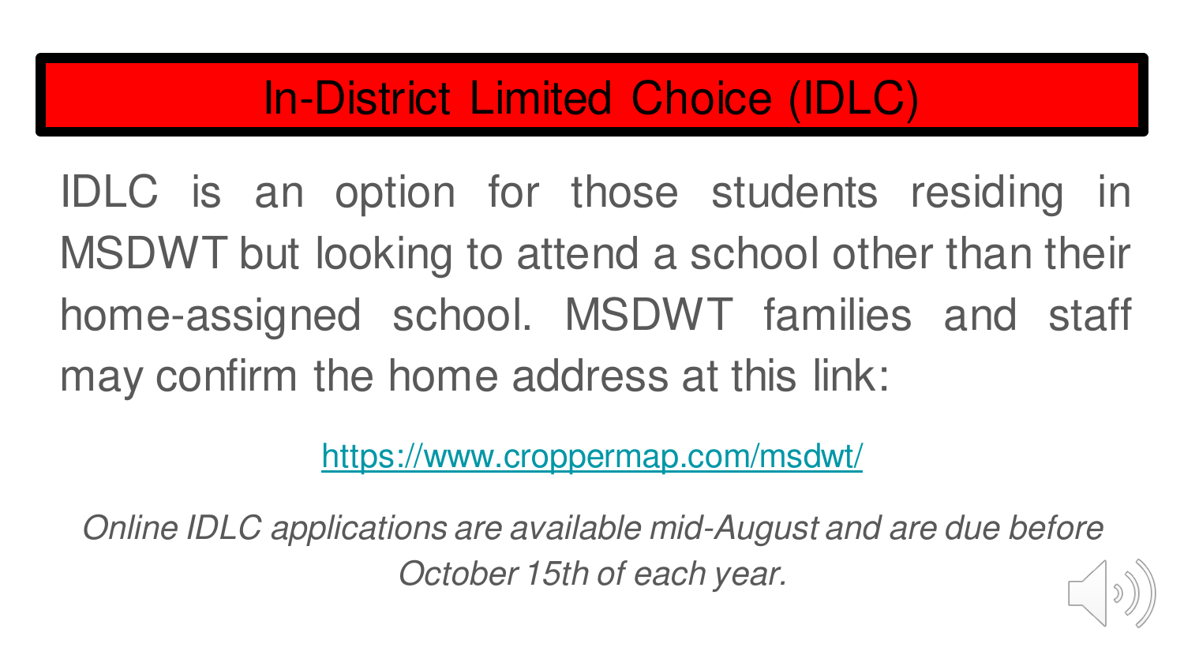# In-District Limited Choice (IDLC)

IDLC is an option for those students residing in MSDWT but looking to attend a school other than their home-assigned school. MSDWT families and staff may confirm the home address at this link:

https://www.croppermap.com/msdwt/

*Online IDLC applications are available mid-August and are due before October 15th of each year.*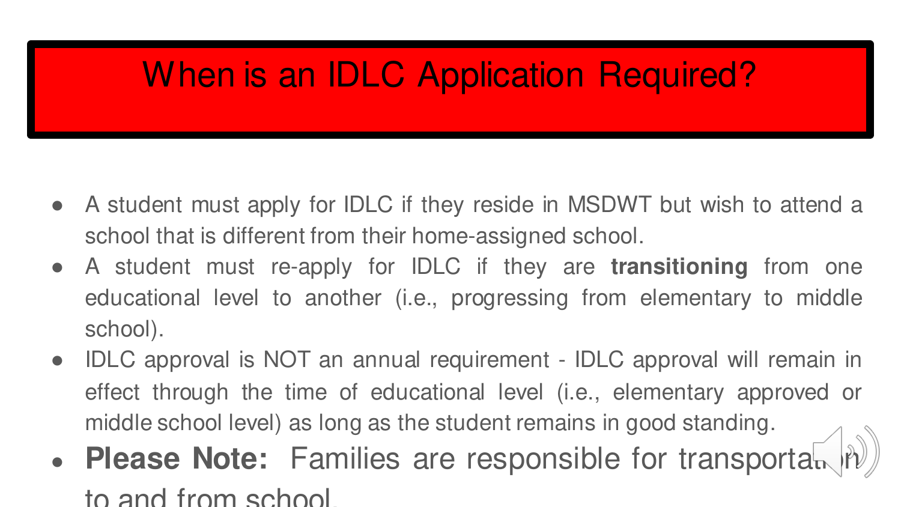# When is an IDLC Application Required?

- A student must apply for IDLC if they reside in MSDWT but wish to attend a school that is different from their home-assigned school.
- A student must re-apply for IDLC if they are **transitioning** from one educational level to another (i.e., progressing from elementary to middle school).
- IDLC approval is NOT an annual requirement - IDLC approval will remain in effect through the time of educational level (i.e., elementary approved or middle school level) as long as the student remains in good standing.
- **Please Note:** Families are responsible for transportation to and from school.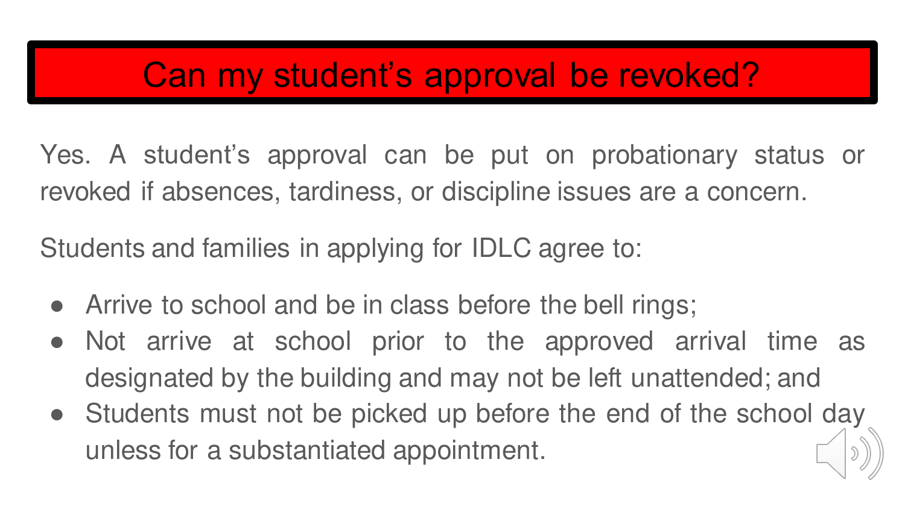# Can my student's approval be revoked?

Yes. A student's approval can be put on probationary status or revoked if absences, tardiness, or discipline issues are a concern.

Students and families in applying for IDLC agree to:

- Arrive to school and be in class before the bell rings;
- Not arrive at school prior to the approved arrival time as designated by the building and may not be left unattended; and
- Students must not be picked up before the end of the school day unless for a substantiated appointment.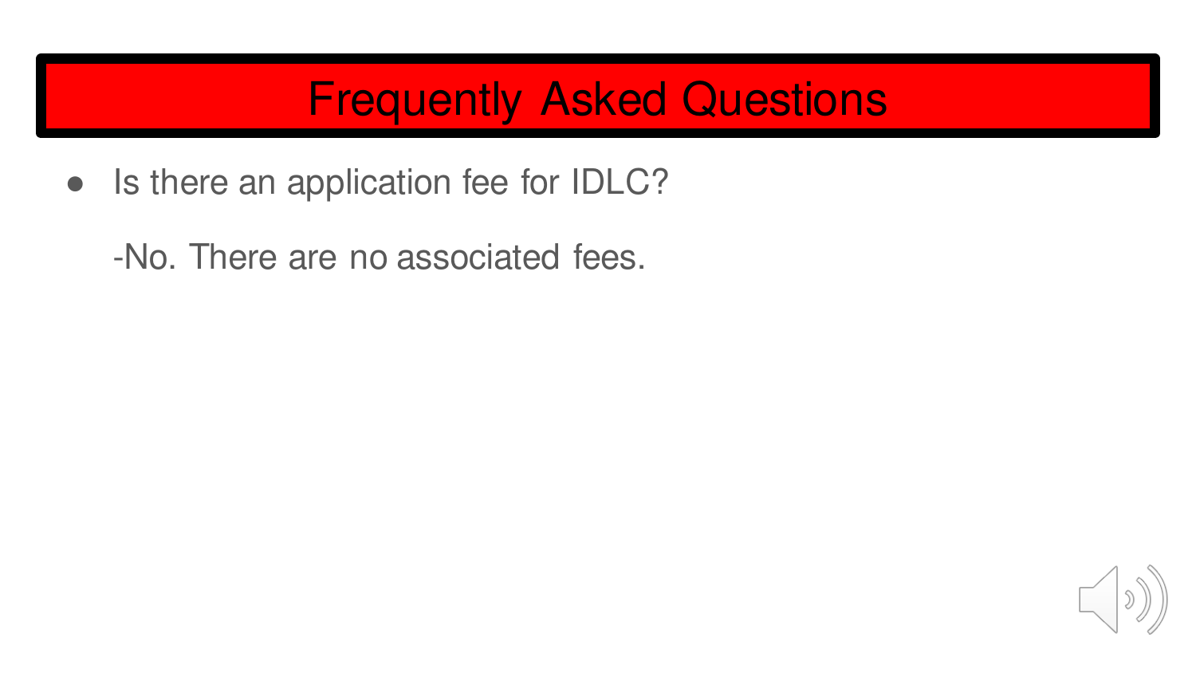# Frequently Asked Questions

- Is there an application fee for IDLC?

  -No. There are no associated fees.